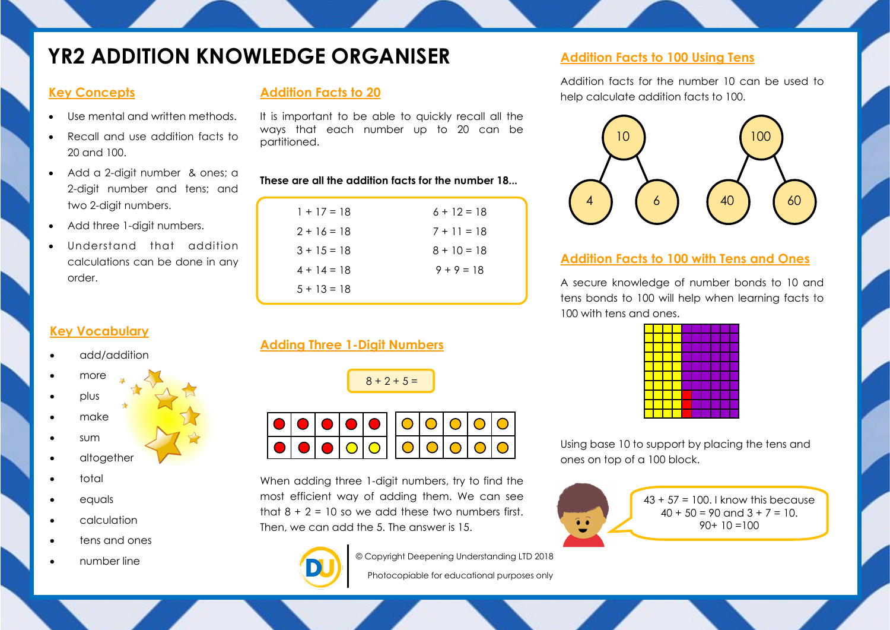# YR2 ADDITION KNOWLEDGE ORGANISER

## Key Concepts

- Use mental and written methods.
- Recall and use addition facts to 20 and 100.
- Add a 2-digit number & ones; a 2-digit number and tens; and two 2-digit numbers.
- Add three 1-digit numbers.
- Understand that addition calculations can be done in any order.

## Key Vocabulary

- add/addition
- more
- plus
- make
- sum
- altogether
- total
- equals
- calculation
- tens and ones
- number line

## Addition Facts to 20

It is important to be able to quickly recall all the ways that each number up to 20 can be partitioned.

**These are all the addition facts for the number 18...**

| | |
|---|---|
| 1 + 17 = 18 | 6 + 12 = 18 |
| 2 + 16 = 18 | 7 + 11 = 18 |
| 3 + 15 = 18 | 8 + 10 = 18 |
| 4 + 14 = 18 | 9 + 9 = 18 |
| 5 + 13 = 18 | |

## Adding Three 1-Digit Numbers

8 + 2 + 5 =

When adding three 1-digit numbers, try to find the most efficient way of adding them. We can see that 8 + 2 = 10 so we add these two numbers first. Then, we can add the 5. The answer is 15.

## Addition Facts to 100 Using Tens

Addition facts for the number 10 can be used to help calculate addition facts to 100.

10 = 4 + 6

100 = 40 + 60

## Addition Facts to 100 with Tens and Ones

A secure knowledge of number bonds to 10 and tens bonds to 100 will help when learning facts to 100 with tens and ones.

Using base 10 to support by placing the tens and ones on top of a 100 block.

43 + 57 = 100. I know this because 40 + 50 = 90 and 3 + 7 = 10. 90+ 10 =100

© Copyright Deepening Understanding LTD 2018

Photocopiable for educational purposes only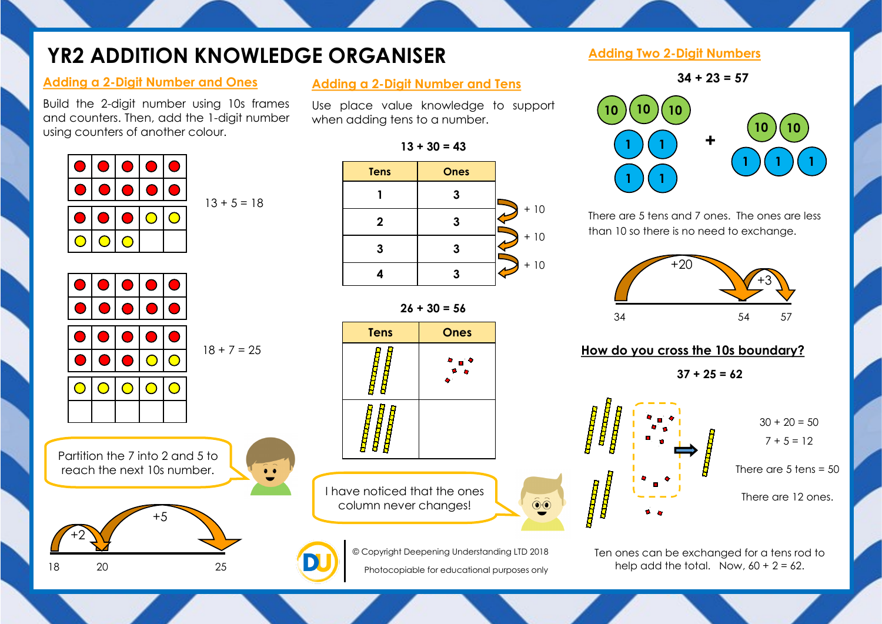# YR2 ADDITION KNOWLEDGE ORGANISER

## Adding a 2-Digit Number and Ones

Build the 2-digit number using 10s frames and counters. Then, add the 1-digit number using counters of another colour.

13 + 5 = 18

18 + 7 = 25

Partition the 7 into 2 and 5 to reach the next 10s number.

+2

+5

18

20

25

## Adding a 2-Digit Number and Tens

Use place value knowledge to support when adding tens to a number.

**13 + 30 = 43**

| Tens | Ones |
|---|---|
| 1 | 3 |
| 2 | 3 |
| 3 | 3 |
| 4 | 3 |

+ 10

+ 10

+ 10

**26 + 30 = 56**

| Tens | Ones |
|---|---|
| | |
| | |

I have noticed that the ones column never changes!

## Adding Two 2-Digit Numbers

**34 + 23 = 57**

10 10 10
1 1
1 1

+

10 10
1 1 1

There are 5 tens and 7 ones. The ones are less than 10 so there is no need to exchange.

+20

+3

34

54

57

## How do you cross the 10s boundary?

**37 + 25 = 62**

30 + 20 = 50

7 + 5 = 12

There are 5 tens = 50

There are 12 ones.

Ten ones can be exchanged for a tens rod to help add the total. Now, 60 + 2 = 62.

© Copyright Deepening Understanding LTD 2018

Photocopiable for educational purposes only